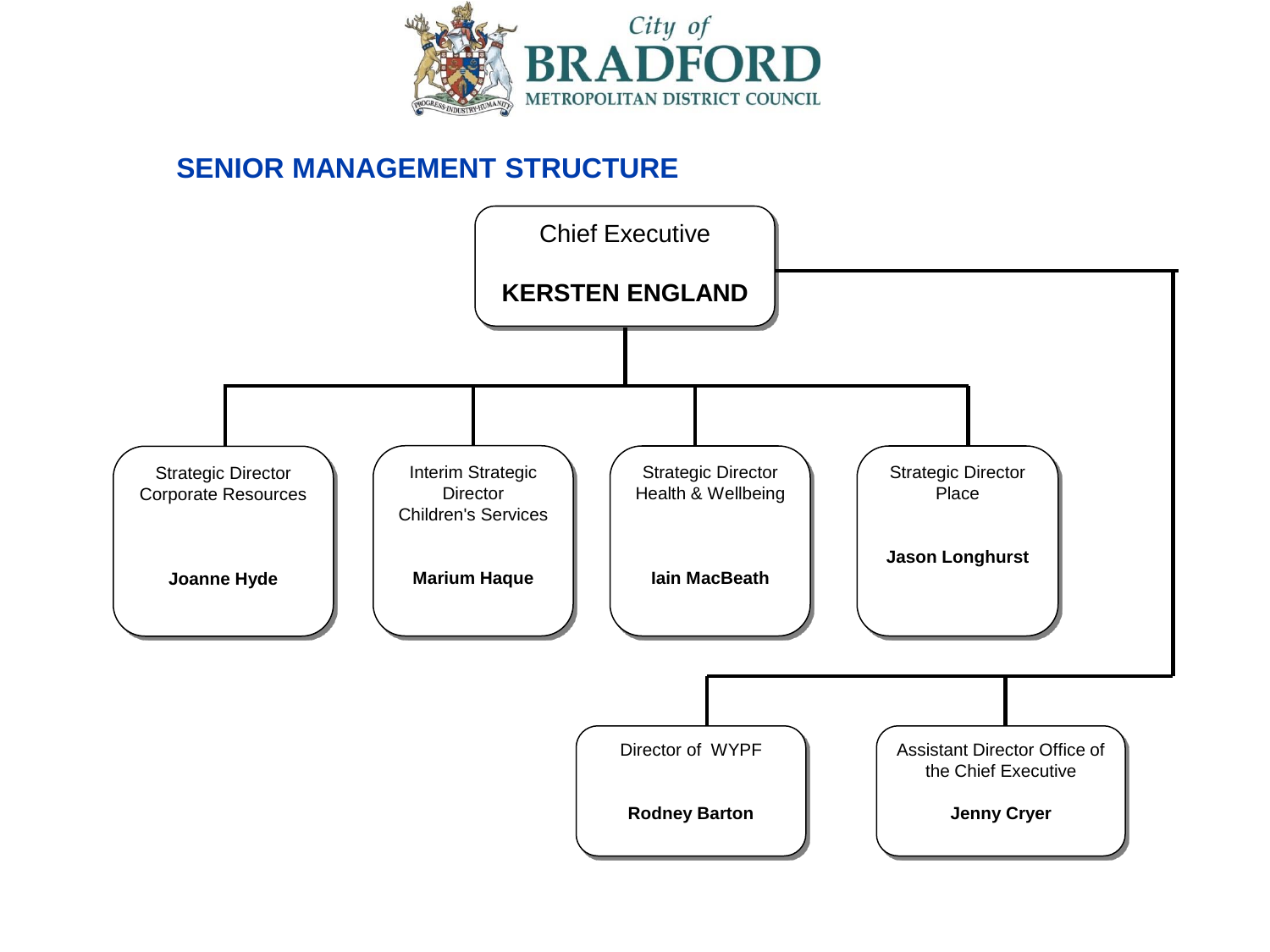City of
# BRADFORD
METROPOLITAN DISTRICT COUNCIL

## SENIOR MANAGEMENT STRUCTURE

Chief Executive

**KERSTEN ENGLAND**

Strategic Director
Corporate Resources

**Joanne Hyde**

Interim Strategic Director
Children's Services

**Marium Haque**

Strategic Director
Health & Wellbeing

**Iain MacBeath**

Strategic Director
Place

**Jason Longhurst**

Director of WYPF

**Rodney Barton**

Assistant Director Office of the Chief Executive

**Jenny Cryer**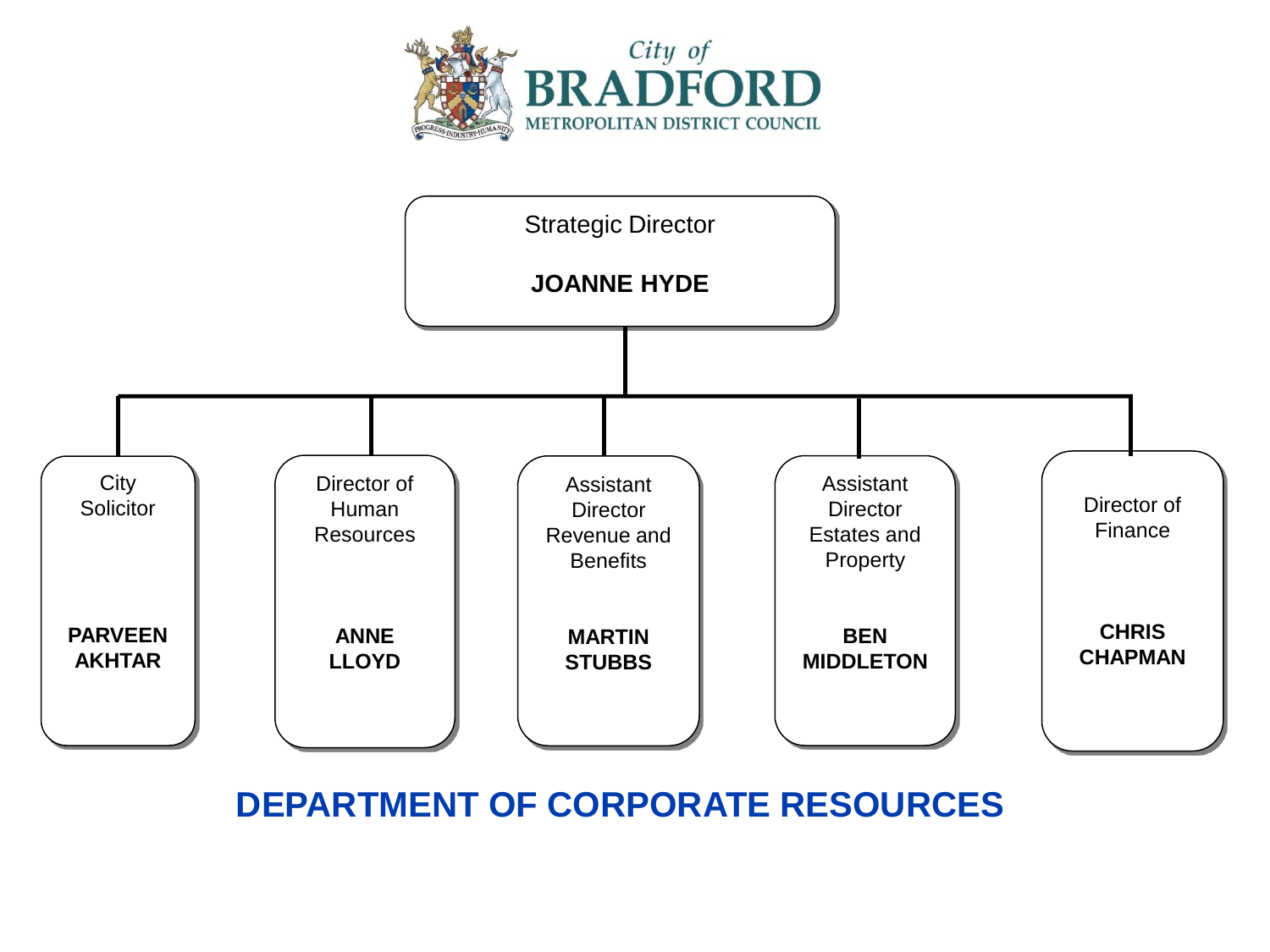City of
**BRADFORD**
METROPOLITAN DISTRICT COUNCIL

Strategic Director

**JOANNE HYDE**

- City Solicitor — **PARVEEN AKHTAR**
- Director of Human Resources — **ANNE LLOYD**
- Assistant Director Revenue and Benefits — **MARTIN STUBBS**
- Assistant Director Estates and Property — **BEN MIDDLETON**
- Director of Finance — **CHRIS CHAPMAN**

## DEPARTMENT OF CORPORATE RESOURCES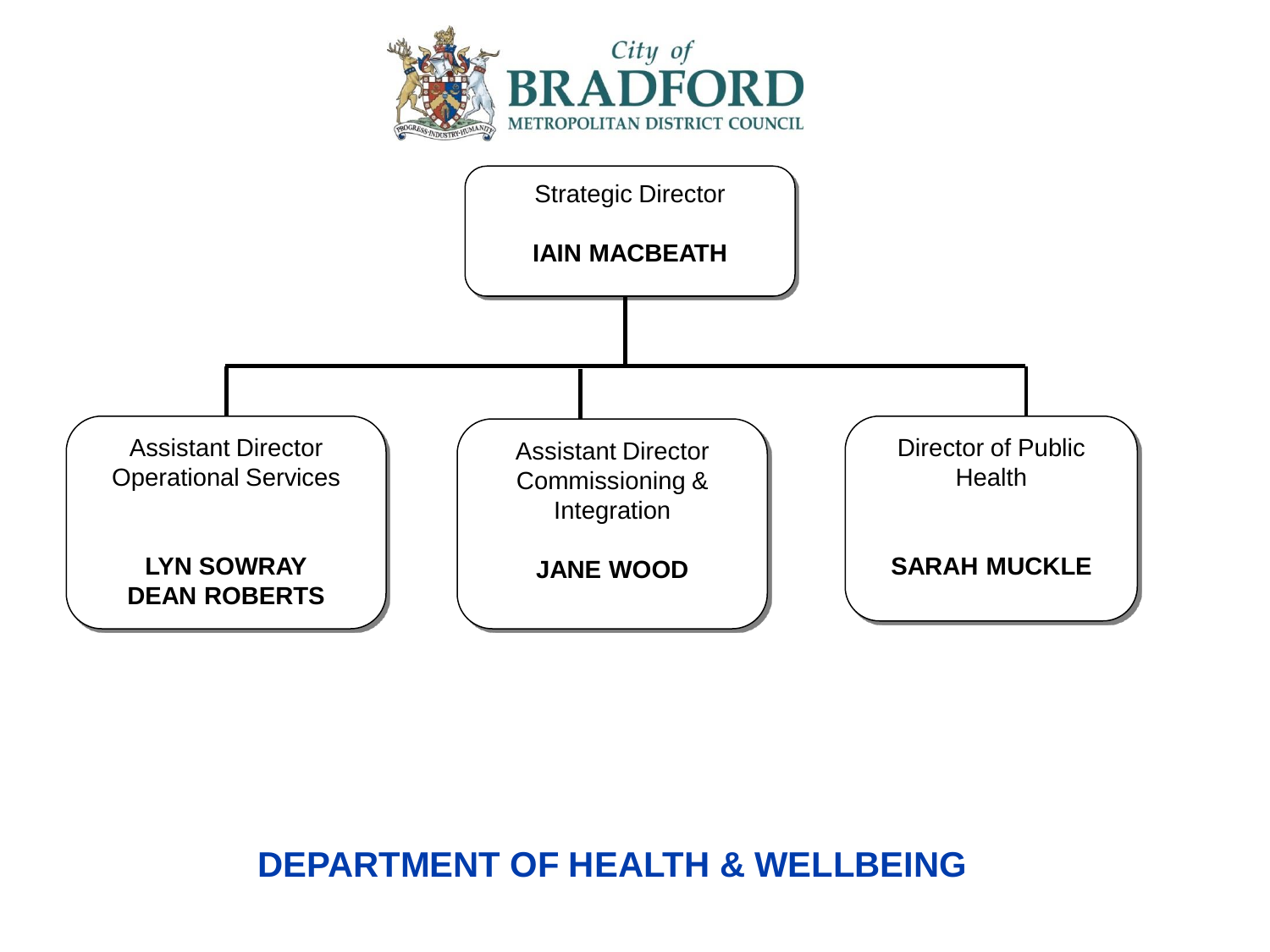City of
BRADFORD
METROPOLITAN DISTRICT COUNCIL

Strategic Director

**IAIN MACBEATH**

- Assistant Director Operational Services
  **LYN SOWRAY**
  **DEAN ROBERTS**
- Assistant Director Commissioning & Integration
  **JANE WOOD**
- Director of Public Health
  **SARAH MUCKLE**

## DEPARTMENT OF HEALTH & WELLBEING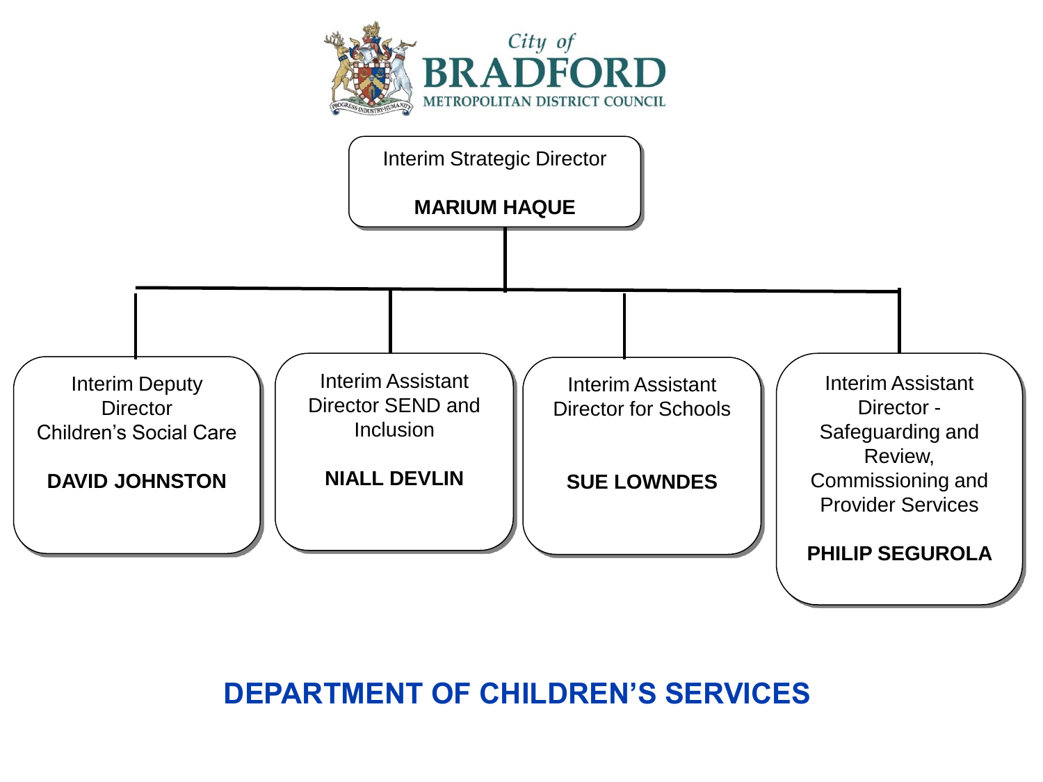City of **BRADFORD**
METROPOLITAN DISTRICT COUNCIL

Interim Strategic Director

**MARIUM HAQUE**

- Interim Deputy Director Children's Social Care

  **DAVID JOHNSTON**

- Interim Assistant Director SEND and Inclusion

  **NIALL DEVLIN**

- Interim Assistant Director for Schools

  **SUE LOWNDES**

- Interim Assistant Director - Safeguarding and Review, Commissioning and Provider Services

  **PHILIP SEGUROLA**

## DEPARTMENT OF CHILDREN'S SERVICES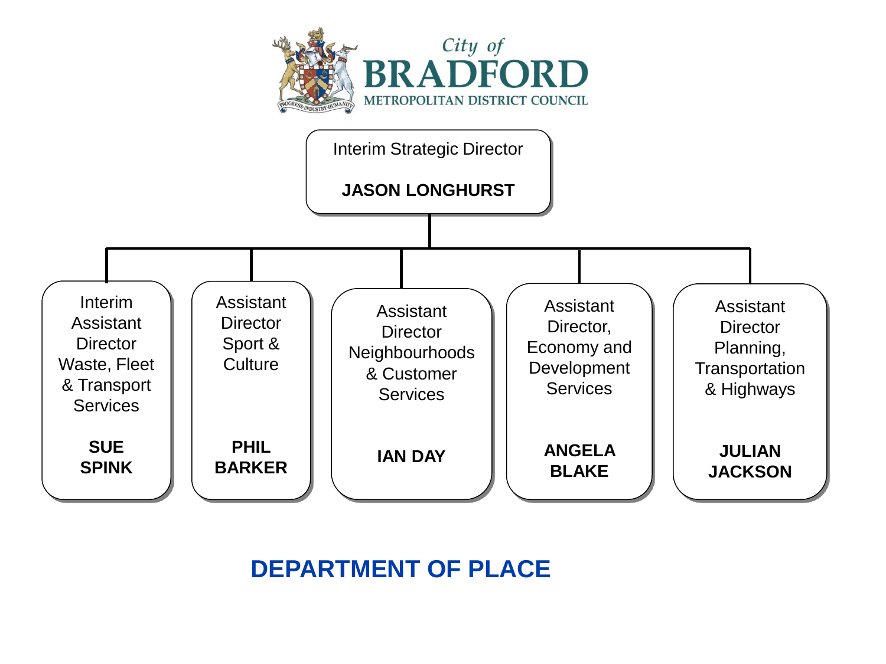City of **BRADFORD**
METROPOLITAN DISTRICT COUNCIL

Interim Strategic Director

**JASON LONGHURST**

- Interim Assistant Director Waste, Fleet & Transport Services — **SUE SPINK**
- Assistant Director Sport & Culture — **PHIL BARKER**
- Assistant Director Neighbourhoods & Customer Services — **IAN DAY**
- Assistant Director, Economy and Development Services — **ANGELA BLAKE**
- Assistant Director Planning, Transportation & Highways — **JULIAN JACKSON**

## DEPARTMENT OF PLACE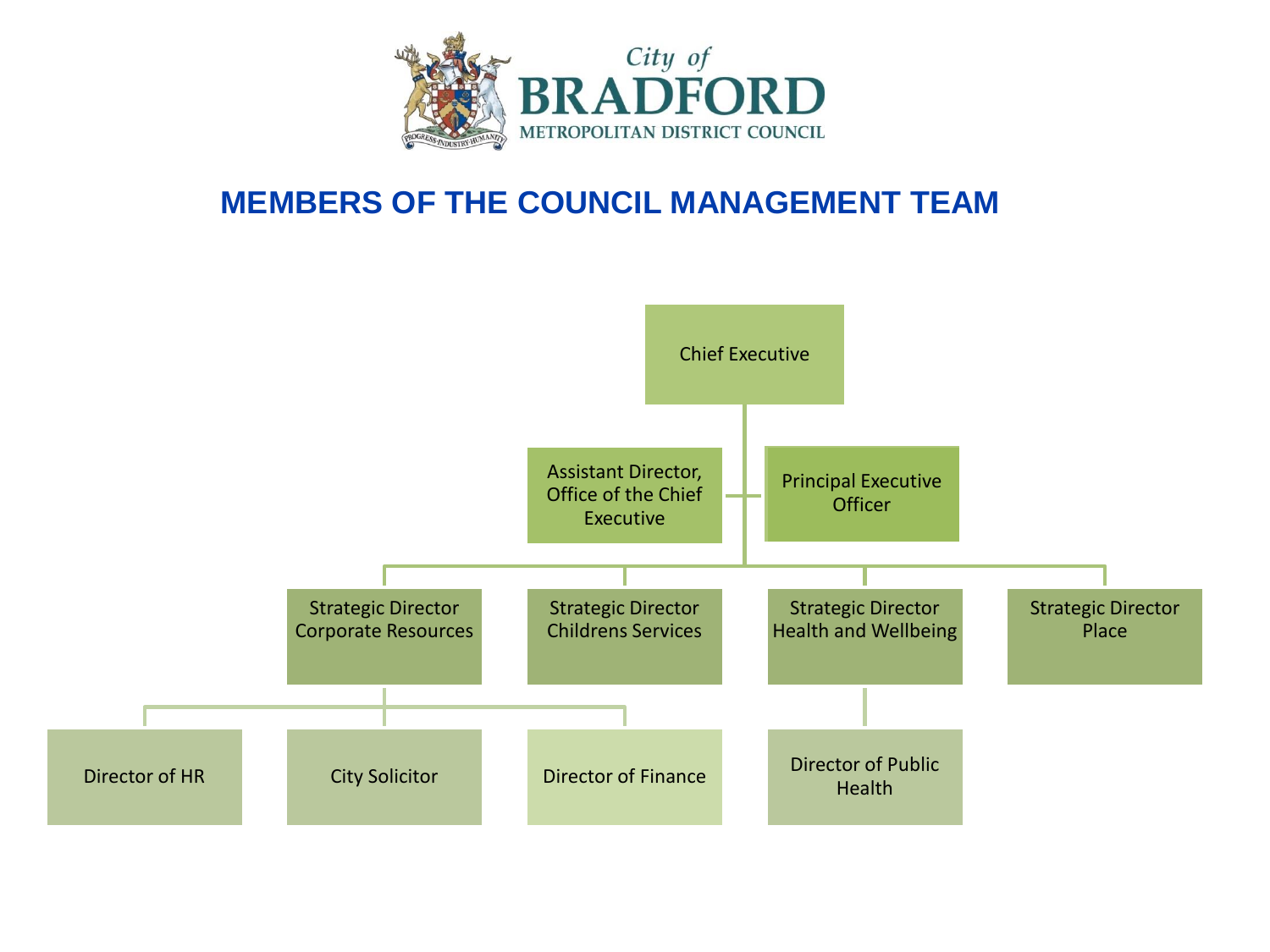City of
BRADFORD
METROPOLITAN DISTRICT COUNCIL

# MEMBERS OF THE COUNCIL MANAGEMENT TEAM

Chief Executive

Assistant Director, Office of the Chief Executive

Principal Executive Officer

Strategic Director Corporate Resources

Strategic Director Childrens Services

Strategic Director Health and Wellbeing

Strategic Director Place

Director of HR

City Solicitor

Director of Finance

Director of Public Health